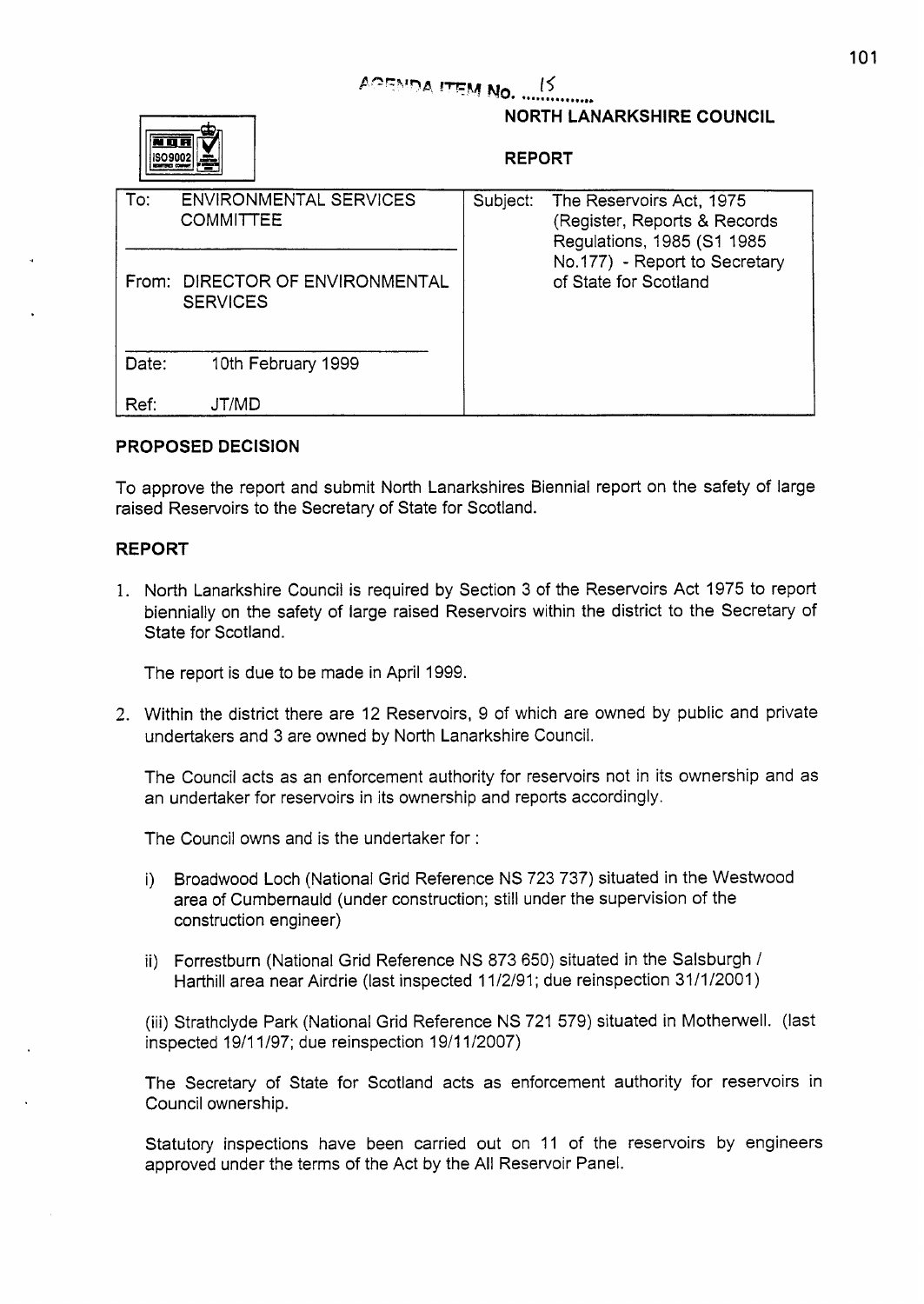AGENDA ITEM No. 15

**NORTH LANARKSHIRE COUNCIL**

**REPORT**

| To: ENVIRONMENTAL SERVICES COMMITTEE | Subject: The Reservoirs Act, 1975 (Register, Reports & Records Regulations, 1985 (S1 1985 No.177) - Report to Secretary of State for Scotland |
|---|---|
| From: DIRECTOR OF ENVIRONMENTAL SERVICES | |
| Date: 10th February 1999 | |
| Ref: JT/MD | |

## PROPOSED DECISION

To approve the report and submit North Lanarkshires Biennial report on the safety of large raised Reservoirs to the Secretary of State for Scotland.

## REPORT

1. North Lanarkshire Council is required by Section 3 of the Reservoirs Act 1975 to report biennially on the safety of large raised Reservoirs within the district to the Secretary of State for Scotland.

   The report is due to be made in April 1999.

2. Within the district there are 12 Reservoirs, 9 of which are owned by public and private undertakers and 3 are owned by North Lanarkshire Council.

   The Council acts as an enforcement authority for reservoirs not in its ownership and as an undertaker for reservoirs in its ownership and reports accordingly.

   The Council owns and is the undertaker for :

   i) Broadwood Loch (National Grid Reference NS 723 737) situated in the Westwood area of Cumbernauld (under construction; still under the supervision of the construction engineer)

   ii) Forrestburn (National Grid Reference NS 873 650) situated in the Salsburgh / Harthill area near Airdrie (last inspected 11/2/91; due reinspection 31/1/2001)

   (iii) Strathclyde Park (National Grid Reference NS 721 579) situated in Motherwell. (last inspected 19/11/97; due reinspection 19/11/2007)

   The Secretary of State for Scotland acts as enforcement authority for reservoirs in Council ownership.

   Statutory inspections have been carried out on 11 of the reservoirs by engineers approved under the terms of the Act by the All Reservoir Panel.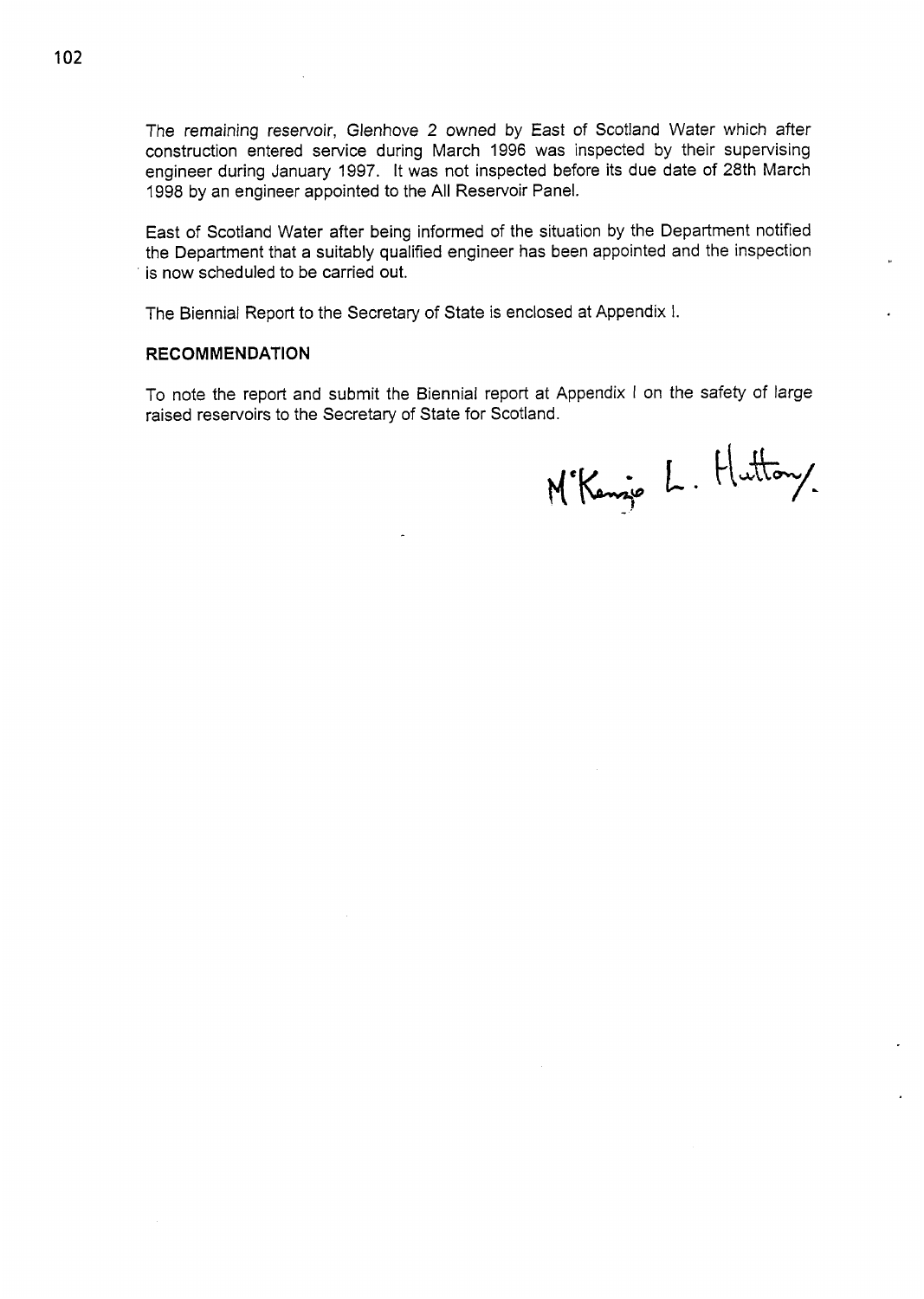The remaining reservoir, Glenhove 2 owned by East of Scotland Water which after construction entered service during March 1996 was inspected by their supervising engineer during January 1997. It was not inspected before its due date of 28th March 1998 by an engineer appointed to the All Reservoir Panel.

East of Scotland Water after being informed of the situation by the Department notified the Department that a suitably qualified engineer has been appointed and the inspection is now scheduled to be carried out.

The Biennial Report to the Secretary of State is enclosed at Appendix I.

**RECOMMENDATION**

To note the report and submit the Biennial report at Appendix I on the safety of large raised reservoirs to the Secretary of State for Scotland.

M'Kenzie L. Hutton/.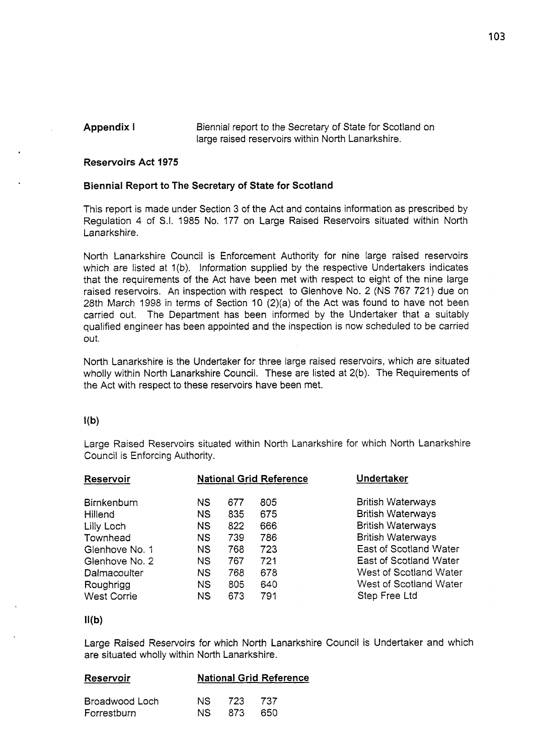**Appendix I** Biennial report to the Secretary of State for Scotland on large raised reservoirs within North Lanarkshire.

**Reservoirs Act 1975**

**Biennial Report to The Secretary of State for Scotland**

This report is made under Section 3 of the Act and contains information as prescribed by Regulation 4 of S.I. 1985 No. 177 on Large Raised Reservoirs situated within North Lanarkshire.

North Lanarkshire Council is Enforcement Authority for nine large raised reservoirs which are listed at 1(b). Information supplied by the respective Undertakers indicates that the requirements of the Act have been met with respect to eight of the nine large raised reservoirs. An inspection with respect to Glenhove No. 2 (NS 767 721) due on 28th March 1998 in terms of Section 10 (2)(a) of the Act was found to have not been carried out. The Department has been informed by the Undertaker that a suitably qualified engineer has been appointed and the inspection is now scheduled to be carried out.

North Lanarkshire is the Undertaker for three large raised reservoirs, which are situated wholly within North Lanarkshire Council. These are listed at 2(b). The Requirements of the Act with respect to these reservoirs have been met.

**I(b)**

Large Raised Reservoirs situated within North Lanarkshire for which North Lanarkshire Council is Enforcing Authority.

| Reservoir | National Grid Reference | | | Undertaker |
|---|---|---|---|---|
| Birnkenburn | NS | 677 | 805 | British Waterways |
| Hillend | NS | 835 | 675 | British Waterways |
| Lilly Loch | NS | 822 | 666 | British Waterways |
| Townhead | NS | 739 | 786 | British Waterways |
| Glenhove No. 1 | NS | 768 | 723 | East of Scotland Water |
| Glenhove No. 2 | NS | 767 | 721 | East of Scotland Water |
| Dalmacoulter | NS | 768 | 678 | West of Scotland Water |
| Roughrigg | NS | 805 | 640 | West of Scotland Water |
| West Corrie | NS | 673 | 791 | Step Free Ltd |

**II(b)**

Large Raised Reservoirs for which North Lanarkshire Council is Undertaker and which are situated wholly within North Lanarkshire.

| Reservoir | National Grid Reference | | |
|---|---|---|---|
| Broadwood Loch | NS | 723 | 737 |
| Forrestburn | NS | 873 | 650 |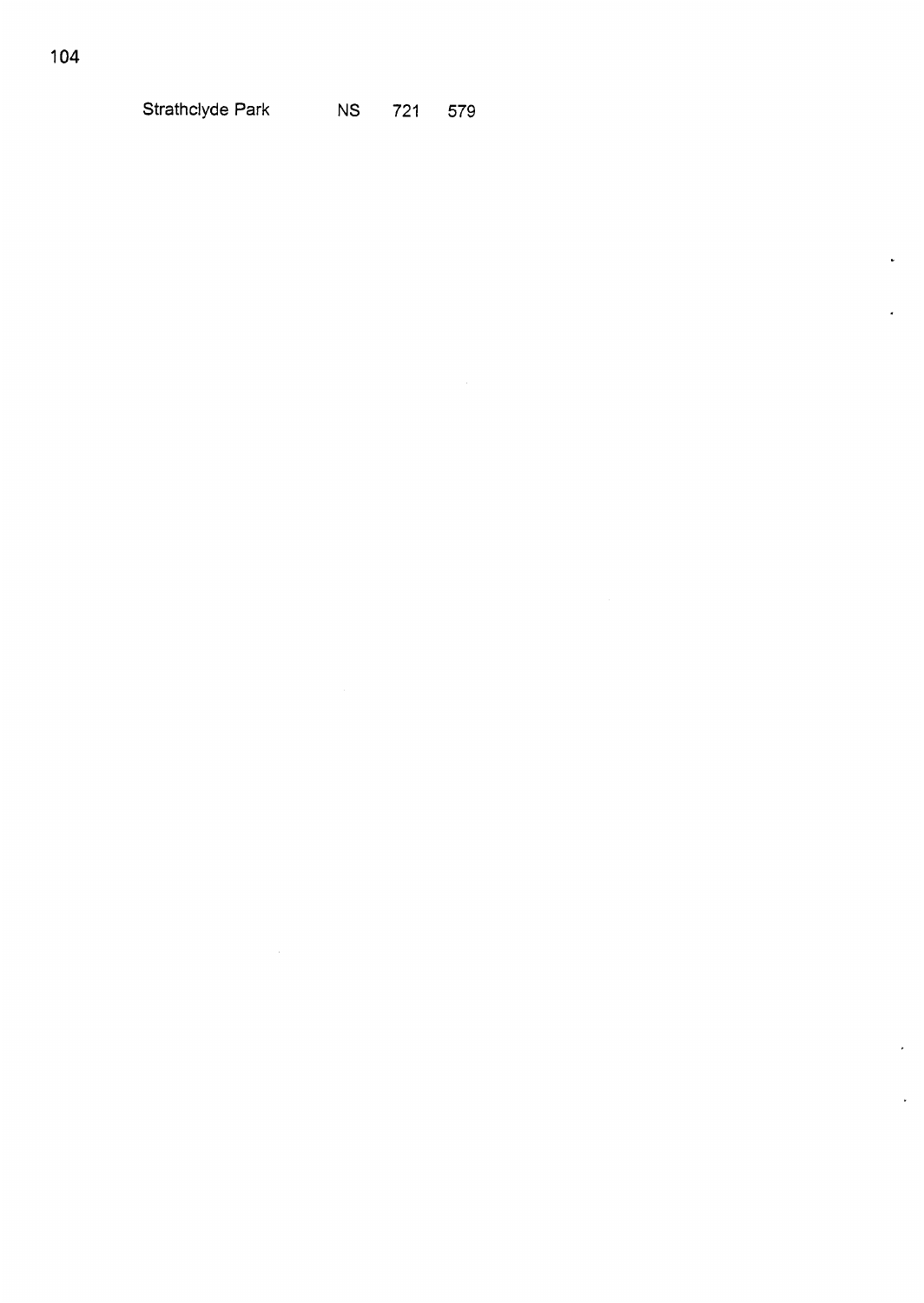| | | | |
|---|---|---|---|
| Strathclyde Park | NS | 721 | 579 |